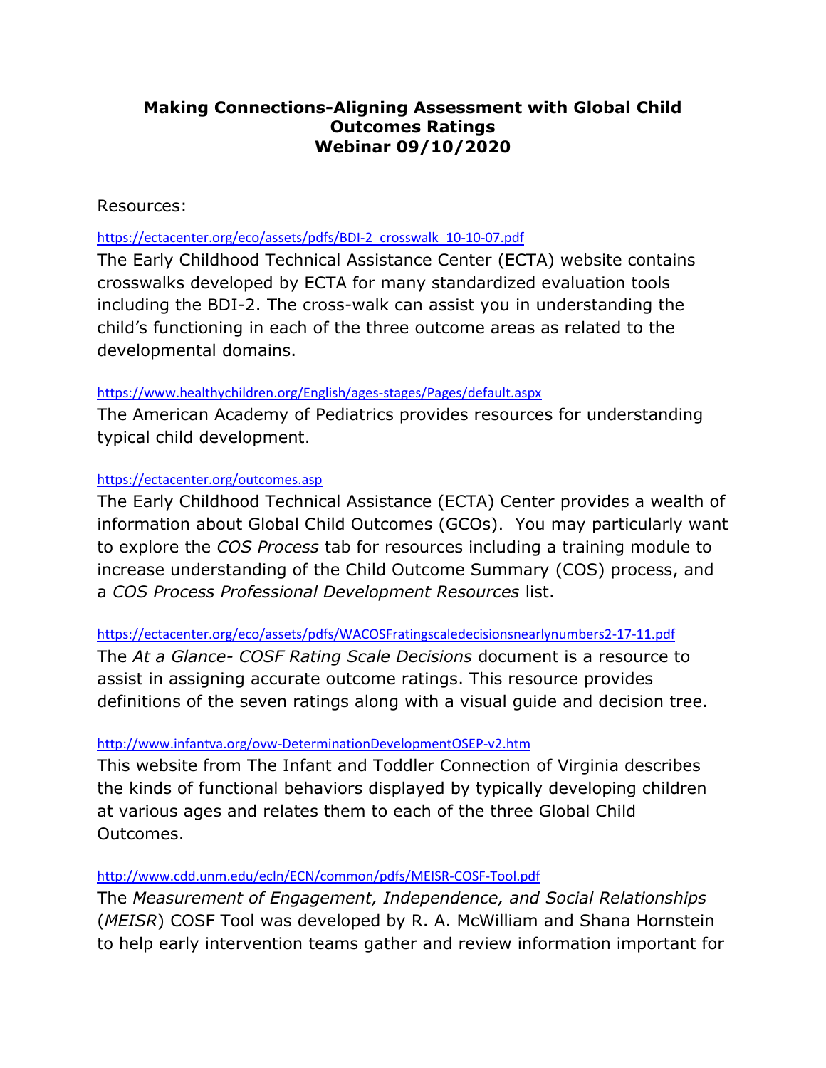# Making Connections-Aligning Assessment with Global Child Outcomes Ratings
# Webinar 09/10/2020

Resources:

https://ectacenter.org/eco/assets/pdfs/BDI-2_crosswalk_10-10-07.pdf

The Early Childhood Technical Assistance Center (ECTA) website contains crosswalks developed by ECTA for many standardized evaluation tools including the BDI-2. The cross-walk can assist you in understanding the child's functioning in each of the three outcome areas as related to the developmental domains.

https://www.healthychildren.org/English/ages-stages/Pages/default.aspx

The American Academy of Pediatrics provides resources for understanding typical child development.

https://ectacenter.org/outcomes.asp

The Early Childhood Technical Assistance (ECTA) Center provides a wealth of information about Global Child Outcomes (GCOs). You may particularly want to explore the *COS Process* tab for resources including a training module to increase understanding of the Child Outcome Summary (COS) process, and a *COS Process Professional Development Resources* list.

https://ectacenter.org/eco/assets/pdfs/WACOSFratingscaledecisionsnearlynumbers2-17-11.pdf

The *At a Glance- COSF Rating Scale Decisions* document is a resource to assist in assigning accurate outcome ratings. This resource provides definitions of the seven ratings along with a visual guide and decision tree.

http://www.infantva.org/ovw-DeterminationDevelopmentOSEP-v2.htm

This website from The Infant and Toddler Connection of Virginia describes the kinds of functional behaviors displayed by typically developing children at various ages and relates them to each of the three Global Child Outcomes.

http://www.cdd.unm.edu/ecln/ECN/common/pdfs/MEISR-COSF-Tool.pdf

The *Measurement of Engagement, Independence, and Social Relationships* (*MEISR*) COSF Tool was developed by R. A. McWilliam and Shana Hornstein to help early intervention teams gather and review information important for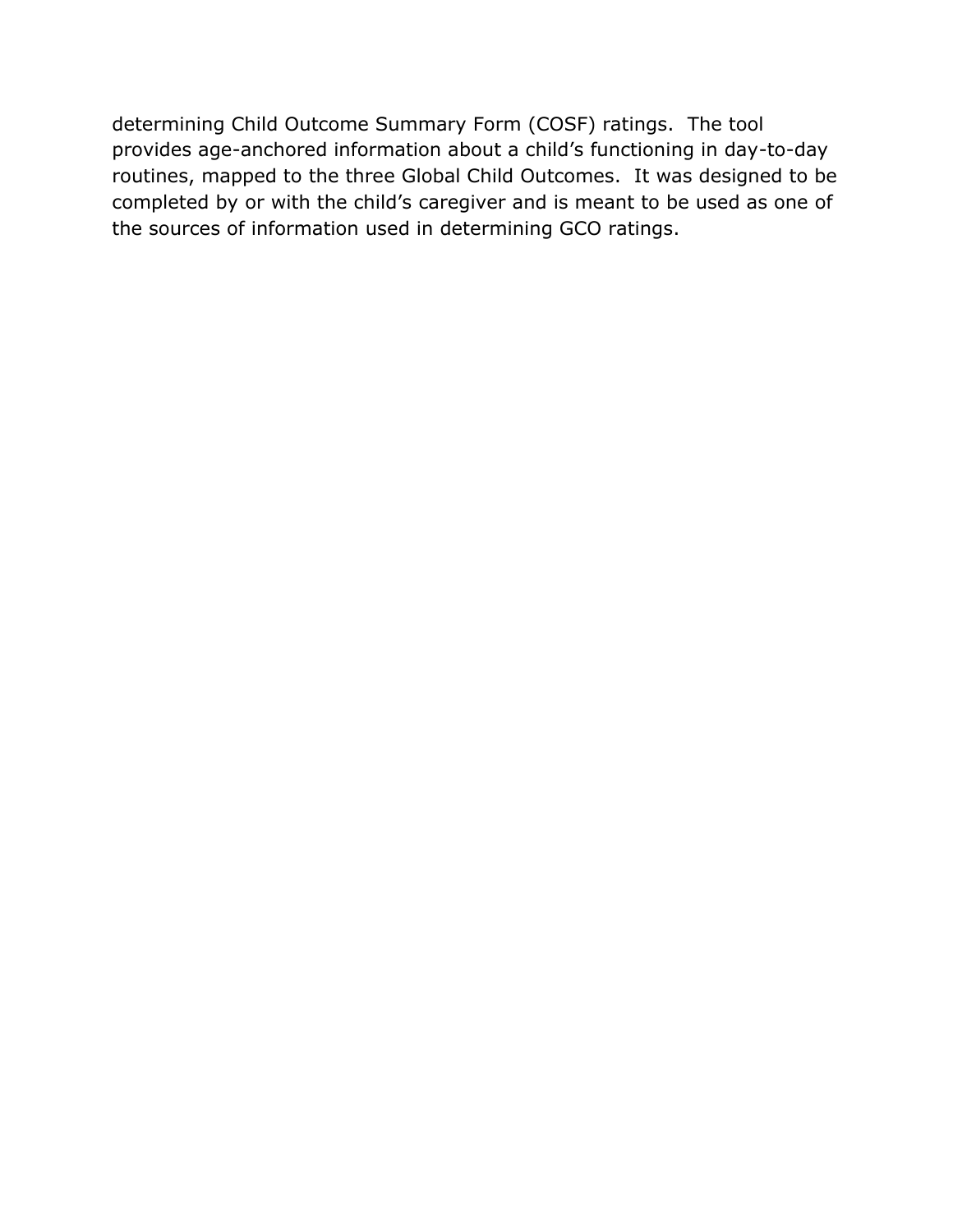determining Child Outcome Summary Form (COSF) ratings. The tool provides age-anchored information about a child's functioning in day-to-day routines, mapped to the three Global Child Outcomes. It was designed to be completed by or with the child's caregiver and is meant to be used as one of the sources of information used in determining GCO ratings.